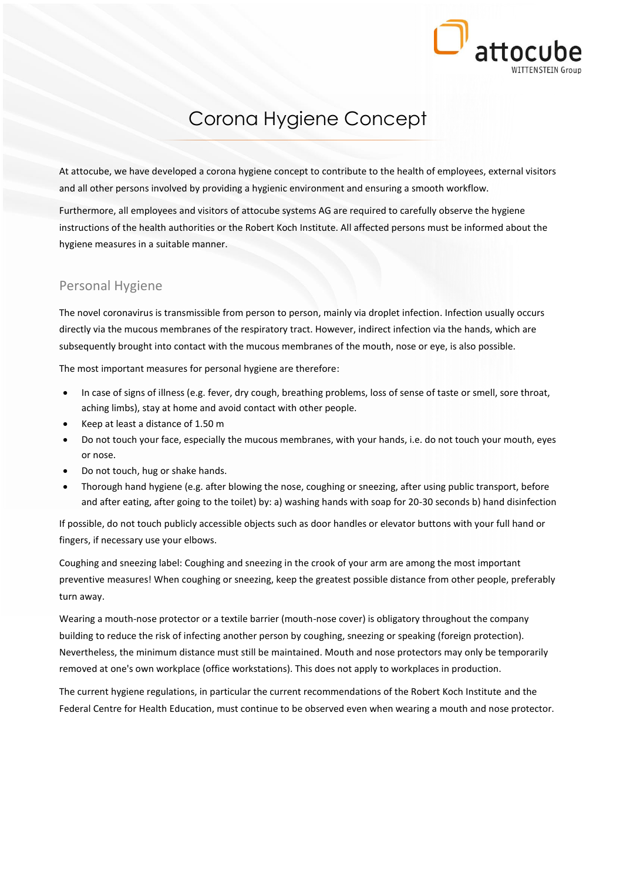# Corona Hygiene Concept

At attocube, we have developed a corona hygiene concept to contribute to the health of employees, external visitors and all other persons involved by providing a hygienic environment and ensuring a smooth workflow.

Furthermore, all employees and visitors of attocube systems AG are required to carefully observe the hygiene instructions of the health authorities or the Robert Koch Institute. All affected persons must be informed about the hygiene measures in a suitable manner.

## Personal Hygiene

The novel coronavirus is transmissible from person to person, mainly via droplet infection. Infection usually occurs directly via the mucous membranes of the respiratory tract. However, indirect infection via the hands, which are subsequently brought into contact with the mucous membranes of the mouth, nose or eye, is also possible.

The most important measures for personal hygiene are therefore:

- In case of signs of illness (e.g. fever, dry cough, breathing problems, loss of sense of taste or smell, sore throat, aching limbs), stay at home and avoid contact with other people.
- Keep at least a distance of 1.50 m
- Do not touch your face, especially the mucous membranes, with your hands, i.e. do not touch your mouth, eyes or nose.
- Do not touch, hug or shake hands.
- Thorough hand hygiene (e.g. after blowing the nose, coughing or sneezing, after using public transport, before and after eating, after going to the toilet) by: a) washing hands with soap for 20-30 seconds b) hand disinfection

If possible, do not touch publicly accessible objects such as door handles or elevator buttons with your full hand or fingers, if necessary use your elbows.

Coughing and sneezing label: Coughing and sneezing in the crook of your arm are among the most important preventive measures! When coughing or sneezing, keep the greatest possible distance from other people, preferably turn away.

Wearing a mouth-nose protector or a textile barrier (mouth-nose cover) is obligatory throughout the company building to reduce the risk of infecting another person by coughing, sneezing or speaking (foreign protection). Nevertheless, the minimum distance must still be maintained. Mouth and nose protectors may only be temporarily removed at one's own workplace (office workstations). This does not apply to workplaces in production.

The current hygiene regulations, in particular the current recommendations of the Robert Koch Institute and the Federal Centre for Health Education, must continue to be observed even when wearing a mouth and nose protector.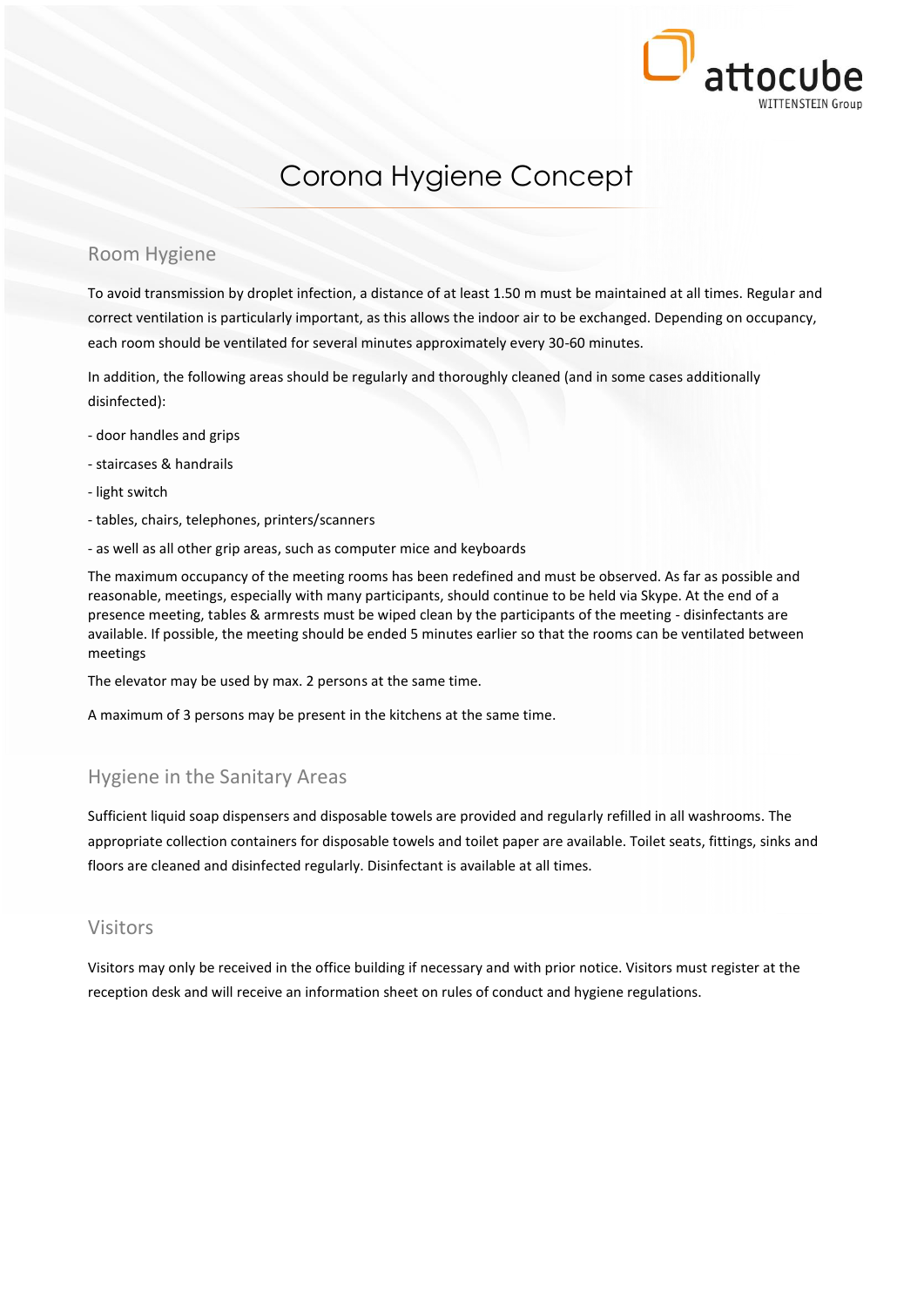# Corona Hygiene Concept

## Room Hygiene

To avoid transmission by droplet infection, a distance of at least 1.50 m must be maintained at all times. Regular and correct ventilation is particularly important, as this allows the indoor air to be exchanged. Depending on occupancy, each room should be ventilated for several minutes approximately every 30-60 minutes.

In addition, the following areas should be regularly and thoroughly cleaned (and in some cases additionally disinfected):

- door handles and grips
- staircases & handrails
- light switch
- tables, chairs, telephones, printers/scanners
- as well as all other grip areas, such as computer mice and keyboards

The maximum occupancy of the meeting rooms has been redefined and must be observed. As far as possible and reasonable, meetings, especially with many participants, should continue to be held via Skype. At the end of a presence meeting, tables & armrests must be wiped clean by the participants of the meeting - disinfectants are available. If possible, the meeting should be ended 5 minutes earlier so that the rooms can be ventilated between meetings

The elevator may be used by max. 2 persons at the same time.

A maximum of 3 persons may be present in the kitchens at the same time.

## Hygiene in the Sanitary Areas

Sufficient liquid soap dispensers and disposable towels are provided and regularly refilled in all washrooms. The appropriate collection containers for disposable towels and toilet paper are available. Toilet seats, fittings, sinks and floors are cleaned and disinfected regularly. Disinfectant is available at all times.

## Visitors

Visitors may only be received in the office building if necessary and with prior notice. Visitors must register at the reception desk and will receive an information sheet on rules of conduct and hygiene regulations.